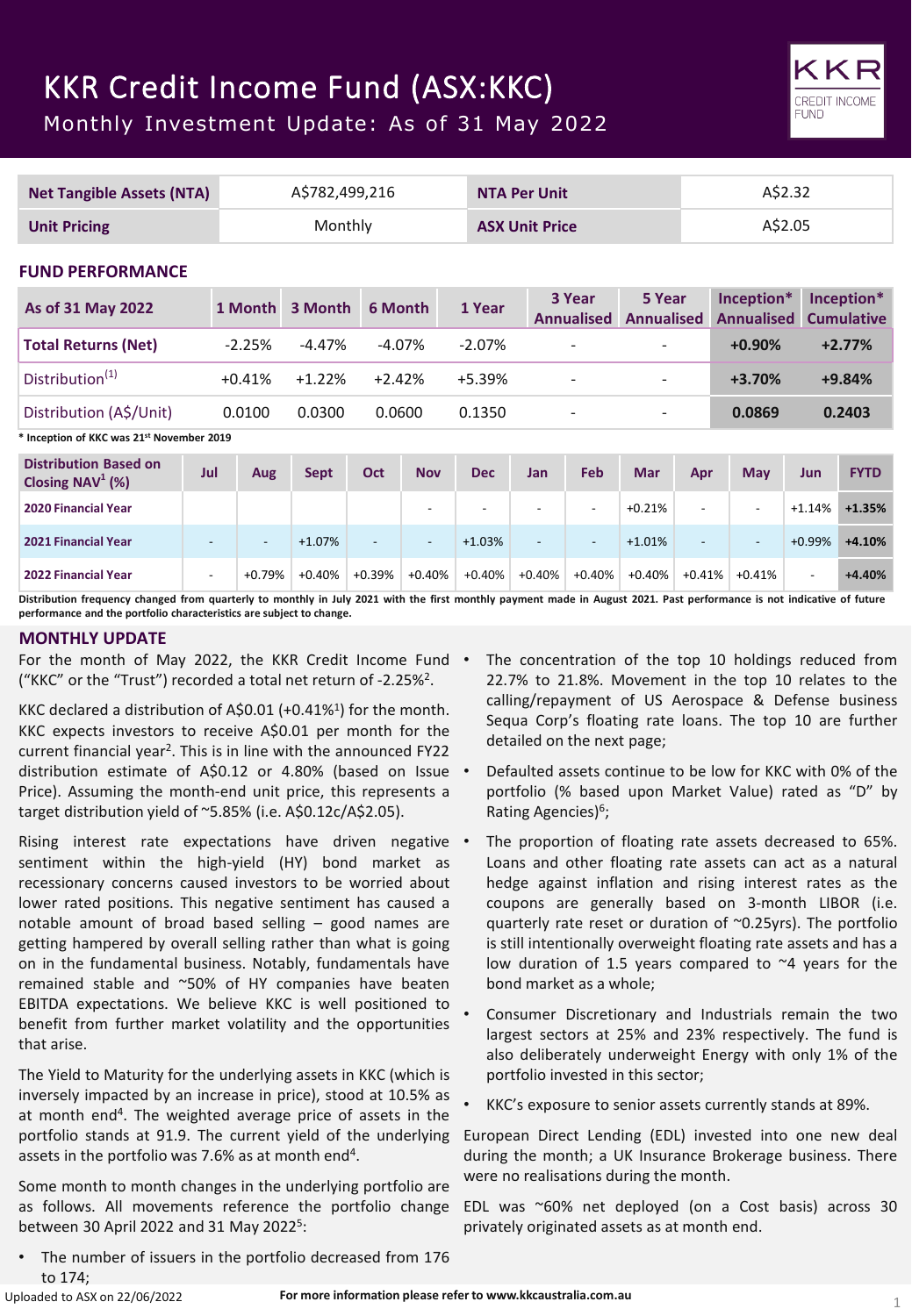# KKR Credit Income Fund (ASX:KKC)

## Monthly Investment Update: As of 31 May 2022

| Net Tangible Assets (NTA) | A$782,499,216 | NTA Per Unit | A$2.32 |
|---|---|---|---|
| Unit Pricing | Monthly | ASX Unit Price | A$2.05 |

## FUND PERFORMANCE

| As of 31 May 2022 | 1 Month | 3 Month | 6 Month | 1 Year | 3 Year Annualised | 5 Year Annualised | Inception* Annualised | Inception* Cumulative |
|---|---|---|---|---|---|---|---|---|
| **Total Returns (Net)** | -2.25% | -4.47% | -4.07% | -2.07% | - | - | **+0.90%** | **+2.77%** |
| Distribution[1] | +0.41% | +1.22% | +2.42% | +5.39% | - | - | **+3.70%** | **+9.84%** |
| Distribution (A$/Unit) | 0.0100 | 0.0300 | 0.0600 | 0.1350 | - | - | **0.0869** | **0.2403** |

**\* Inception of KKC was 21st November 2019**

| Distribution Based on Closing NAV[1] (%) | Jul | Aug | Sept | Oct | Nov | Dec | Jan | Feb | Mar | Apr | May | Jun | FYTD |
|---|---|---|---|---|---|---|---|---|---|---|---|---|---|
| **2020 Financial Year** | | | | | - | - | - | - | +0.21% | - | - | +1.14% | **+1.35%** |
| **2021 Financial Year** | - | - | +1.07% | - | - | +1.03% | - | - | +1.01% | - | - | +0.99% | **+4.10%** |
| **2022 Financial Year** | - | +0.79% | +0.40% | +0.39% | +0.40% | +0.40% | +0.40% | +0.40% | +0.40% | +0.41% | +0.41% | - | **+4.40%** |

**Distribution frequency changed from quarterly to monthly in July 2021 with the first monthly payment made in August 2021. Past performance is not indicative of future performance and the portfolio characteristics are subject to change.**

## MONTHLY UPDATE

For the month of May 2022, the KKR Credit Income Fund ("KKC" or the "Trust") recorded a total net return of -2.25%[2].

KKC declared a distribution of A$0.01 (+0.41%[1]) for the month. KKC expects investors to receive A$0.01 per month for the current financial year[2]. This is in line with the announced FY22 distribution estimate of A$0.12 or 4.80% (based on Issue Price). Assuming the month-end unit price, this represents a target distribution yield of ~5.85% (i.e. A$0.12c/A$2.05).

Rising interest rate expectations have driven negative sentiment within the high-yield (HY) bond market as recessionary concerns caused investors to be worried about lower rated positions. This negative sentiment has caused a notable amount of broad based selling – good names are getting hampered by overall selling rather than what is going on in the fundamental business. Notably, fundamentals have remained stable and ~50% of HY companies have beaten EBITDA expectations. We believe KKC is well positioned to benefit from further market volatility and the opportunities that arise.

The Yield to Maturity for the underlying assets in KKC (which is inversely impacted by an increase in price), stood at 10.5% as at month end[4]. The weighted average price of assets in the portfolio stands at 91.9. The current yield of the underlying assets in the portfolio was 7.6% as at month end[4].

Some month to month changes in the underlying portfolio are as follows. All movements reference the portfolio change between 30 April 2022 and 31 May 2022[5]:

- The number of issuers in the portfolio decreased from 176 to 174;
- The concentration of the top 10 holdings reduced from 22.7% to 21.8%. Movement in the top 10 relates to the calling/repayment of US Aerospace & Defense business Sequa Corp's floating rate loans. The top 10 are further detailed on the next page;
- Defaulted assets continue to be low for KKC with 0% of the portfolio (% based upon Market Value) rated as "D" by Rating Agencies)[6];
- The proportion of floating rate assets decreased to 65%. Loans and other floating rate assets can act as a natural hedge against inflation and rising interest rates as the coupons are generally based on 3-month LIBOR (i.e. quarterly rate reset or duration of ~0.25yrs). The portfolio is still intentionally overweight floating rate assets and has a low duration of 1.5 years compared to ~4 years for the bond market as a whole;
- Consumer Discretionary and Industrials remain the two largest sectors at 25% and 23% respectively. The fund is also deliberately underweight Energy with only 1% of the portfolio invested in this sector;
- KKC's exposure to senior assets currently stands at 89%.

European Direct Lending (EDL) invested into one new deal during the month; a UK Insurance Brokerage business. There were no realisations during the month.

EDL was ~60% net deployed (on a Cost basis) across 30 privately originated assets as at month end.

Uploaded to ASX on 22/06/2022

**For more information please refer to www.kkcaustralia.com.au**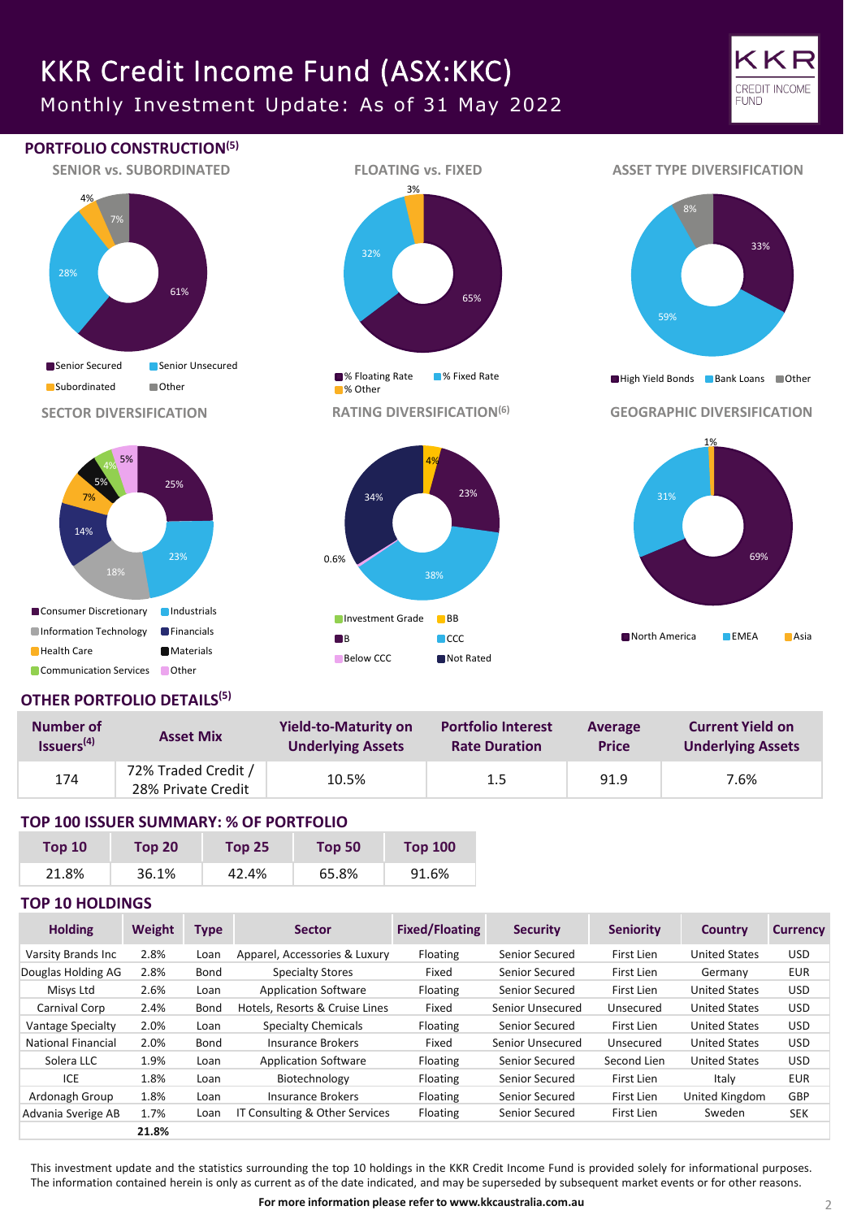# KKR Credit Income Fund (ASX:KKC)

Monthly Investment Update: As of 31 May 2022

## PORTFOLIO CONSTRUCTION[5]

### SENIOR vs. SUBORDINATED

- Senior Secured: 61%
- Senior Unsecured: 28%
- Subordinated: 4%
- Other: 7%

### FLOATING vs. FIXED

- % Floating Rate: 65%
- % Fixed Rate: 32%
- % Other: 3%

### ASSET TYPE DIVERSIFICATION

- High Yield Bonds: 33%
- Bank Loans: 59%
- Other: 8%

### SECTOR DIVERSIFICATION

- Consumer Discretionary: 25%
- Industrials: 23%
- Information Technology: 18%
- Financials: 14%
- Health Care: 7%
- Materials: 5%
- Communication Services: 4%
- Other: 5%

### RATING DIVERSIFICATION[6]

- Investment Grade
- BB: 4%
- B: 23%
- CCC: 38%
- Below CCC: 0.6%
- Not Rated: 34%

### GEOGRAPHIC DIVERSIFICATION

- North America: 69%
- EMEA: 31%
- Asia: 1%

## OTHER PORTFOLIO DETAILS[5]

| Number of Issuers[4] | Asset Mix | Yield-to-Maturity on Underlying Assets | Portfolio Interest Rate Duration | Average Price | Current Yield on Underlying Assets |
|---|---|---|---|---|---|
| 174 | 72% Traded Credit / 28% Private Credit | 10.5% | 1.5 | 91.9 | 7.6% |

## TOP 100 ISSUER SUMMARY: % OF PORTFOLIO

| Top 10 | Top 20 | Top 25 | Top 50 | Top 100 |
|---|---|---|---|---|
| 21.8% | 36.1% | 42.4% | 65.8% | 91.6% |

## TOP 10 HOLDINGS

| Holding | Weight | Type | Sector | Fixed/Floating | Security | Seniority | Country | Currency |
|---|---|---|---|---|---|---|---|---|
| Varsity Brands Inc | 2.8% | Loan | Apparel, Accessories & Luxury | Floating | Senior Secured | First Lien | United States | USD |
| Douglas Holding AG | 2.8% | Bond | Specialty Stores | Fixed | Senior Secured | First Lien | Germany | EUR |
| Misys Ltd | 2.6% | Loan | Application Software | Floating | Senior Secured | First Lien | United States | USD |
| Carnival Corp | 2.4% | Bond | Hotels, Resorts & Cruise Lines | Fixed | Senior Unsecured | Unsecured | United States | USD |
| Vantage Specialty | 2.0% | Loan | Specialty Chemicals | Floating | Senior Secured | First Lien | United States | USD |
| National Financial | 2.0% | Bond | Insurance Brokers | Fixed | Senior Unsecured | Unsecured | United States | USD |
| Solera LLC | 1.9% | Loan | Application Software | Floating | Senior Secured | Second Lien | United States | USD |
| ICE | 1.8% | Loan | Biotechnology | Floating | Senior Secured | First Lien | Italy | EUR |
| Ardonagh Group | 1.8% | Loan | Insurance Brokers | Floating | Senior Secured | First Lien | United Kingdom | GBP |
| Advania Sverige AB | 1.7% | Loan | IT Consulting & Other Services | Floating | Senior Secured | First Lien | Sweden | SEK |
| | **21.8%** | | | | | | | |

This investment update and the statistics surrounding the top 10 holdings in the KKR Credit Income Fund is provided solely for informational purposes. The information contained herein is only as current as of the date indicated, and may be superseded by subsequent market events or for other reasons.

**For more information please refer to www.kkcaustralia.com.au**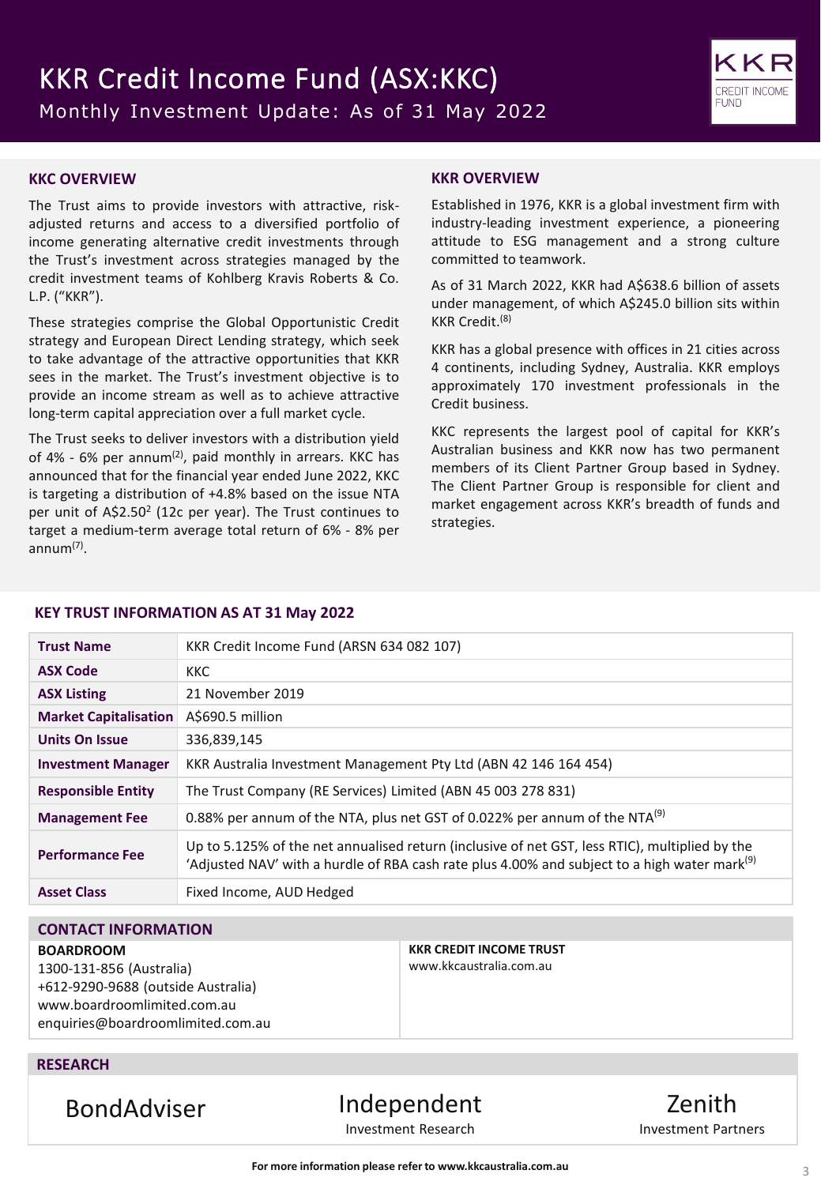# KKR Credit Income Fund (ASX:KKC)

Monthly Investment Update: As of 31 May 2022

## KKC OVERVIEW

The Trust aims to provide investors with attractive, risk-adjusted returns and access to a diversified portfolio of income generating alternative credit investments through the Trust's investment across strategies managed by the credit investment teams of Kohlberg Kravis Roberts & Co. L.P. ("KKR").

These strategies comprise the Global Opportunistic Credit strategy and European Direct Lending strategy, which seek to take advantage of the attractive opportunities that KKR sees in the market. The Trust's investment objective is to provide an income stream as well as to achieve attractive long-term capital appreciation over a full market cycle.

The Trust seeks to deliver investors with a distribution yield of 4% - 6% per annum[2], paid monthly in arrears. KKC has announced that for the financial year ended June 2022, KKC is targeting a distribution of +4.8% based on the issue NTA per unit of A$2.50[2] (12c per year). The Trust continues to target a medium-term average total return of 6% - 8% per annum[7].

## KKR OVERVIEW

Established in 1976, KKR is a global investment firm with industry-leading investment experience, a pioneering attitude to ESG management and a strong culture committed to teamwork.

As of 31 March 2022, KKR had A$638.6 billion of assets under management, of which A$245.0 billion sits within KKR Credit.[8]

KKR has a global presence with offices in 21 cities across 4 continents, including Sydney, Australia. KKR employs approximately 170 investment professionals in the Credit business.

KKC represents the largest pool of capital for KKR's Australian business and KKR now has two permanent members of its Client Partner Group based in Sydney. The Client Partner Group is responsible for client and market engagement across KKR's breadth of funds and strategies.

## KEY TRUST INFORMATION AS AT 31 May 2022

| | |
|---|---|
| **Trust Name** | KKR Credit Income Fund (ARSN 634 082 107) |
| **ASX Code** | KKC |
| **ASX Listing** | 21 November 2019 |
| **Market Capitalisation** | A$690.5 million |
| **Units On Issue** | 336,839,145 |
| **Investment Manager** | KKR Australia Investment Management Pty Ltd (ABN 42 146 164 454) |
| **Responsible Entity** | The Trust Company (RE Services) Limited (ABN 45 003 278 831) |
| **Management Fee** | 0.88% per annum of the NTA, plus net GST of 0.022% per annum of the NTA[9] |
| **Performance Fee** | Up to 5.125% of the net annualised return (inclusive of net GST, less RTIC), multiplied by the 'Adjusted NAV' with a hurdle of RBA cash rate plus 4.00% and subject to a high water mark[9] |
| **Asset Class** | Fixed Income, AUD Hedged |

## CONTACT INFORMATION

**BOARDROOM**
1300-131-856 (Australia)
+612-9290-9688 (outside Australia)
www.boardroomlimited.com.au
enquiries@boardroomlimited.com.au

**KKR CREDIT INCOME TRUST**
www.kkcaustralia.com.au

## RESEARCH

BondAdviser

Independent Investment Research

Zenith Investment Partners

**For more information please refer to www.kkcaustralia.com.au**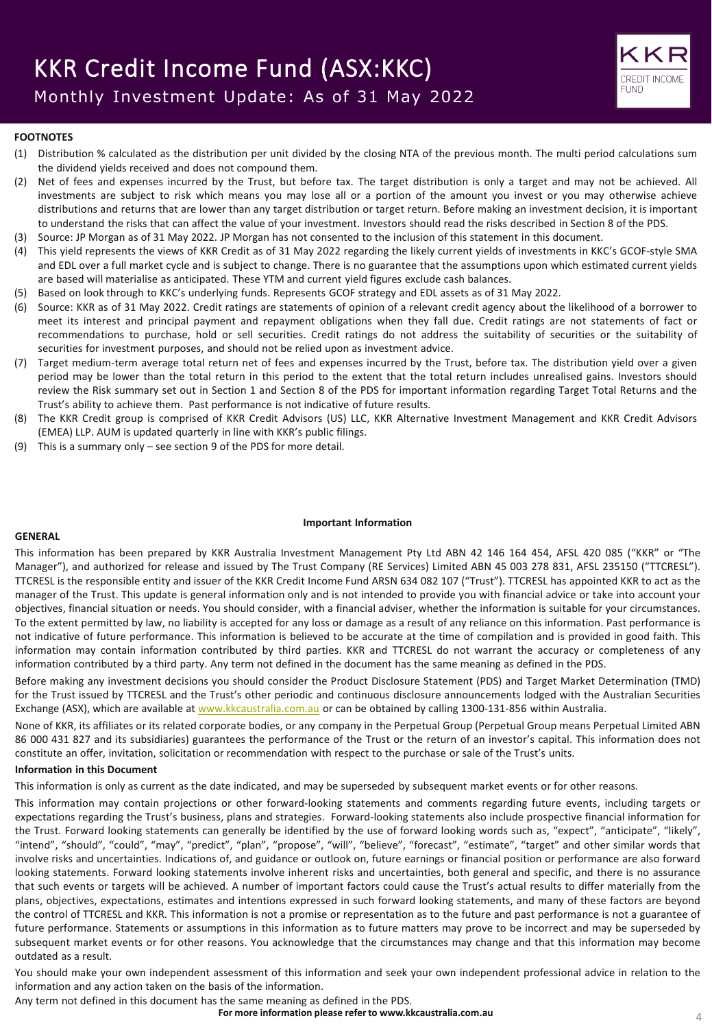**FOOTNOTES**

(1) Distribution % calculated as the distribution per unit divided by the closing NTA of the previous month. The multi period calculations sum the dividend yields received and does not compound them.

(2) Net of fees and expenses incurred by the Trust, but before tax. The target distribution is only a target and may not be achieved. All investments are subject to risk which means you may lose all or a portion of the amount you invest or you may otherwise achieve distributions and returns that are lower than any target distribution or target return. Before making an investment decision, it is important to understand the risks that can affect the value of your investment. Investors should read the risks described in Section 8 of the PDS.

(3) Source: JP Morgan as of 31 May 2022. JP Morgan has not consented to the inclusion of this statement in this document.

(4) This yield represents the views of KKR Credit as of 31 May 2022 regarding the likely current yields of investments in KKC's GCOF-style SMA and EDL over a full market cycle and is subject to change. There is no guarantee that the assumptions upon which estimated current yields are based will materialise as anticipated. These YTM and current yield figures exclude cash balances.

(5) Based on look through to KKC's underlying funds. Represents GCOF strategy and EDL assets as of 31 May 2022.

(6) Source: KKR as of 31 May 2022. Credit ratings are statements of opinion of a relevant credit agency about the likelihood of a borrower to meet its interest and principal payment and repayment obligations when they fall due. Credit ratings are not statements of fact or recommendations to purchase, hold or sell securities. Credit ratings do not address the suitability of securities or the suitability of securities for investment purposes, and should not be relied upon as investment advice.

(7) Target medium-term average total return net of fees and expenses incurred by the Trust, before tax. The distribution yield over a given period may be lower than the total return in this period to the extent that the total return includes unrealised gains. Investors should review the Risk summary set out in Section 1 and Section 8 of the PDS for important information regarding Target Total Returns and the Trust's ability to achieve them. Past performance is not indicative of future results.

(8) The KKR Credit group is comprised of KKR Credit Advisors (US) LLC, KKR Alternative Investment Management and KKR Credit Advisors (EMEA) LLP. AUM is updated quarterly in line with KKR's public filings.

(9) This is a summary only – see section 9 of the PDS for more detail.

**Important Information**

**GENERAL**

This information has been prepared by KKR Australia Investment Management Pty Ltd ABN 42 146 164 454, AFSL 420 085 ("KKR" or "The Manager"), and authorized for release and issued by The Trust Company (RE Services) Limited ABN 45 003 278 831, AFSL 235150 ("TTCRESL"). TTCRESL is the responsible entity and issuer of the KKR Credit Income Fund ARSN 634 082 107 ("Trust"). TTCRESL has appointed KKR to act as the manager of the Trust. This update is general information only and is not intended to provide you with financial advice or take into account your objectives, financial situation or needs. You should consider, with a financial adviser, whether the information is suitable for your circumstances. To the extent permitted by law, no liability is accepted for any loss or damage as a result of any reliance on this information. Past performance is not indicative of future performance. This information is believed to be accurate at the time of compilation and is provided in good faith. This information may contain information contributed by third parties. KKR and TTCRESL do not warrant the accuracy or completeness of any information contributed by a third party. Any term not defined in the document has the same meaning as defined in the PDS.

Before making any investment decisions you should consider the Product Disclosure Statement (PDS) and Target Market Determination (TMD) for the Trust issued by TTCRESL and the Trust's other periodic and continuous disclosure announcements lodged with the Australian Securities Exchange (ASX), which are available at www.kkcaustralia.com.au or can be obtained by calling 1300-131-856 within Australia.

None of KKR, its affiliates or its related corporate bodies, or any company in the Perpetual Group (Perpetual Group means Perpetual Limited ABN 86 000 431 827 and its subsidiaries) guarantees the performance of the Trust or the return of an investor's capital. This information does not constitute an offer, invitation, solicitation or recommendation with respect to the purchase or sale of the Trust's units.

**Information in this Document**

This information is only as current as the date indicated, and may be superseded by subsequent market events or for other reasons.

This information may contain projections or other forward-looking statements and comments regarding future events, including targets or expectations regarding the Trust's business, plans and strategies. Forward-looking statements also include prospective financial information for the Trust. Forward looking statements can generally be identified by the use of forward looking words such as, "expect", "anticipate", "likely", "intend", "should", "could", "may", "predict", "plan", "propose", "will", "believe", "forecast", "estimate", "target" and other similar words that involve risks and uncertainties. Indications of, and guidance or outlook on, future earnings or financial position or performance are also forward looking statements. Forward looking statements involve inherent risks and uncertainties, both general and specific, and there is no assurance that such events or targets will be achieved. A number of important factors could cause the Trust's actual results to differ materially from the plans, objectives, expectations, estimates and intentions expressed in such forward looking statements, and many of these factors are beyond the control of TTCRESL and KKR. This information is not a promise or representation as to the future and past performance is not a guarantee of future performance. Statements or assumptions in this information as to future matters may prove to be incorrect and may be superseded by subsequent market events or for other reasons. You acknowledge that the circumstances may change and that this information may become outdated as a result.

You should make your own independent assessment of this information and seek your own independent professional advice in relation to the information and any action taken on the basis of the information.

Any term not defined in this document has the same meaning as defined in the PDS.

**For more information please refer to www.kkcaustralia.com.au**